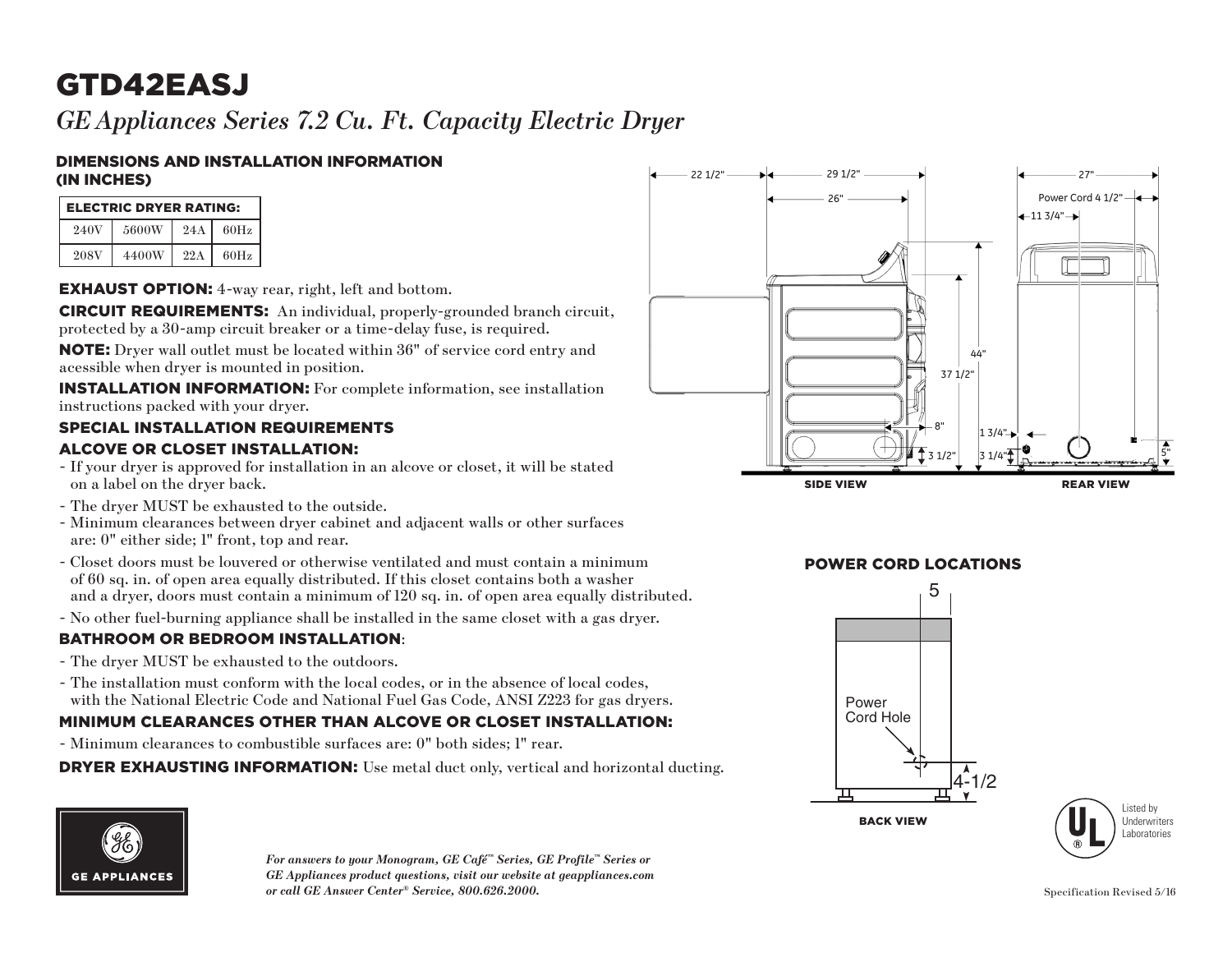# GTD42EASJ

*GE Appliances Series 7.2 Cu. Ft. Capacity Electric Dryer*

## DIMENSIONS AND INSTALLATION INFORMATION (IN INCHES)

| ELECTRIC DRYER RATING: | | | |
|---|---|---|---|
| 240V | 5600W | 24A | 60Hz |
| 208V | 4400W | 22A | 60Hz |

**EXHAUST OPTION:** 4-way rear, right, left and bottom.

**CIRCUIT REQUIREMENTS:** An individual, properly-grounded branch circuit, protected by a 30-amp circuit breaker or a time-delay fuse, is required.

**NOTE:** Dryer wall outlet must be located within 36" of service cord entry and acessible when dryer is mounted in position.

**INSTALLATION INFORMATION:** For complete information, see installation instructions packed with your dryer.

### SPECIAL INSTALLATION REQUIREMENTS

### ALCOVE OR CLOSET INSTALLATION:

- If your dryer is approved for installation in an alcove or closet, it will be stated on a label on the dryer back.
- The dryer MUST be exhausted to the outside.
- Minimum clearances between dryer cabinet and adjacent walls or other surfaces are: 0" either side; 1" front, top and rear.
- Closet doors must be louvered or otherwise ventilated and must contain a minimum of 60 sq. in. of open area equally distributed. If this closet contains both a washer and a dryer, doors must contain a minimum of 120 sq. in. of open area equally distributed.
- No other fuel-burning appliance shall be installed in the same closet with a gas dryer.

### BATHROOM OR BEDROOM INSTALLATION:

- The dryer MUST be exhausted to the outdoors.
- The installation must conform with the local codes, or in the absence of local codes, with the National Electric Code and National Fuel Gas Code, ANSI Z223 for gas dryers.

### MINIMUM CLEARANCES OTHER THAN ALCOVE OR CLOSET INSTALLATION:

- Minimum clearances to combustible surfaces are: 0" both sides; 1" rear.

**DRYER EXHAUSTING INFORMATION:** Use metal duct only, vertical and horizontal ducting.

22 1/2" | 29 1/2" | 26" | 44" | 37 1/2" | 8" | 3 1/2" | 27" | Power Cord 4 1/2" | 11 3/4" | 1 3/4" | 3 1/4" | 5"

SIDE VIEW

REAR VIEW

### POWER CORD LOCATIONS

5

Power Cord Hole

4-1/2

BACK VIEW

Listed by Underwriters Laboratories

*For answers to your Monogram, GE Café™ Series, GE Profile™ Series or GE Appliances product questions, visit our website at geappliances.com or call GE Answer Center® Service, 800.626.2000.*

Specification Revised 5/16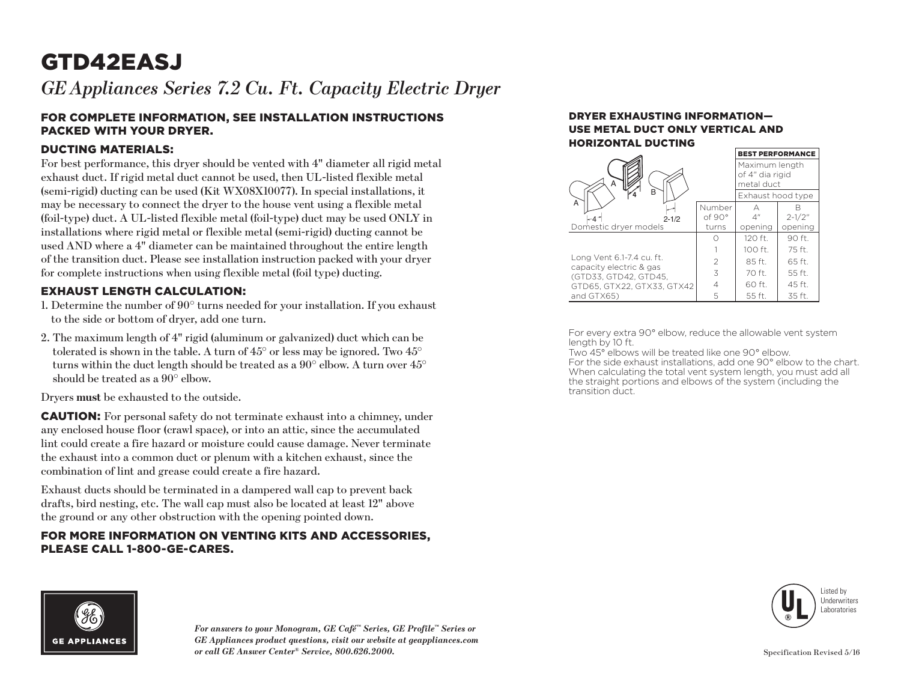# GTD42EASJ

*GE Appliances Series 7.2 Cu. Ft. Capacity Electric Dryer*

## FOR COMPLETE INFORMATION, SEE INSTALLATION INSTRUCTIONS PACKED WITH YOUR DRYER.

### DUCTING MATERIALS:

For best performance, this dryer should be vented with 4" diameter all rigid metal exhaust duct. If rigid metal duct cannot be used, then UL-listed flexible metal (semi-rigid) ducting can be used (Kit WX08X10077). In special installations, it may be necessary to connect the dryer to the house vent using a flexible metal (foil-type) duct. A UL-listed flexible metal (foil-type) duct may be used ONLY in installations where rigid metal or flexible metal (semi-rigid) ducting cannot be used AND where a 4" diameter can be maintained throughout the entire length of the transition duct. Please see installation instruction packed with your dryer for complete instructions when using flexible metal (foil type) ducting.

### EXHAUST LENGTH CALCULATION:

1. Determine the number of 90° turns needed for your installation. If you exhaust to the side or bottom of dryer, add one turn.
2. The maximum length of 4" rigid (aluminum or galvanized) duct which can be tolerated is shown in the table. A turn of 45° or less may be ignored. Two 45° turns within the duct length should be treated as a 90° elbow. A turn over 45° should be treated as a 90° elbow.

Dryers **must** be exhausted to the outside.

**CAUTION:** For personal safety do not terminate exhaust into a chimney, under any enclosed house floor (crawl space), or into an attic, since the accumulated lint could create a fire hazard or moisture could cause damage. Never terminate the exhaust into a common duct or plenum with a kitchen exhaust, since the combination of lint and grease could create a fire hazard.

Exhaust ducts should be terminated in a dampered wall cap to prevent back drafts, bird nesting, etc. The wall cap must also be located at least 12" above the ground or any other obstruction with the opening pointed down.

## FOR MORE INFORMATION ON VENTING KITS AND ACCESSORIES, PLEASE CALL 1-800-GE-CARES.

### DRYER EXHAUSTING INFORMATION— USE METAL DUCT ONLY VERTICAL AND HORIZONTAL DUCTING

| Domestic dryer models | Number of 90° turns | BEST PERFORMANCE — Maximum length of 4" dia rigid metal duct — Exhaust hood type A 4" opening | B 2-1/2" opening |
|---|---|---|---|
| Long Vent 6.1-7.4 cu. ft. capacity electric & gas (GTD33, GTD42, GTD45, GTD65, GTX22, GTX33, GTX42 and GTX65) | 0 | 120 ft. | 90 ft. |
| | 1 | 100 ft. | 75 ft. |
| | 2 | 85 ft. | 65 ft. |
| | 3 | 70 ft. | 55 ft. |
| | 4 | 60 ft. | 45 ft. |
| | 5 | 55 ft. | 35 ft. |

For every extra 90° elbow, reduce the allowable vent system length by 10 ft.
Two 45° elbows will be treated like one 90° elbow.
For the side exhaust installations, add one 90° elbow to the chart.
When calculating the total vent system length, you must add all the straight portions and elbows of the system (including the transition duct.

Listed by Underwriters Laboratories

*For answers to your Monogram, GE Café™ Series, GE Profile™ Series or GE Appliances product questions, visit our website at geappliances.com or call GE Answer Center® Service, 800.626.2000.*

Specification Revised 5/16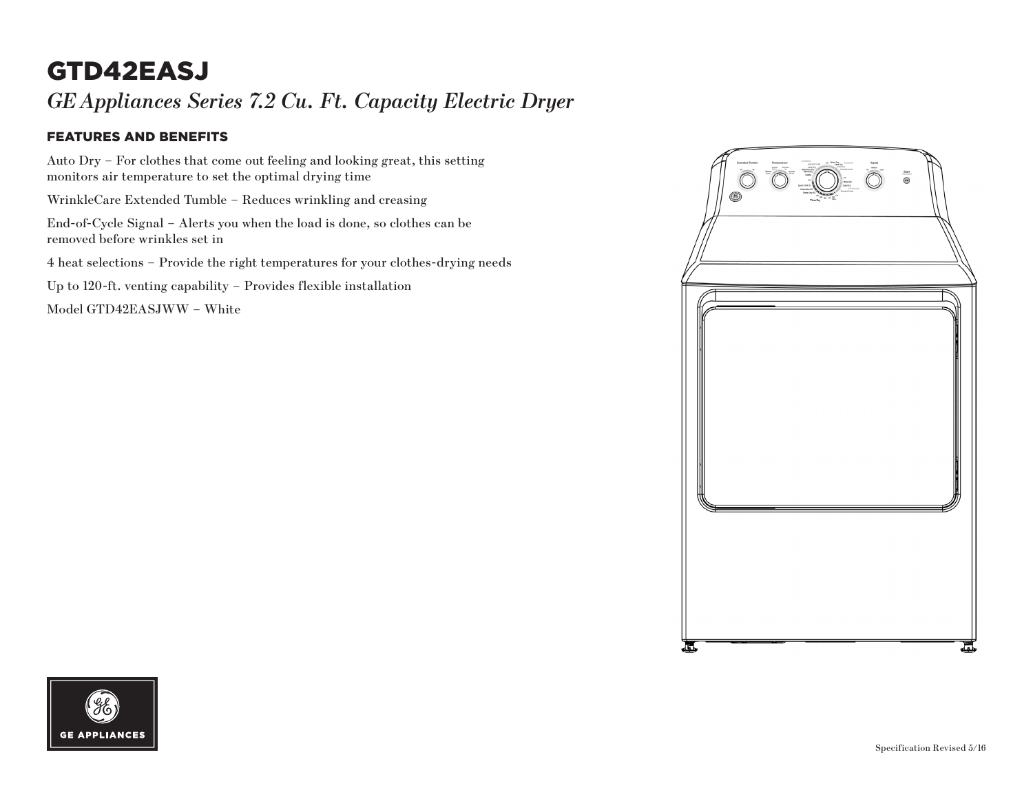# GTD42EASJ

## *GE Appliances Series 7.2 Cu. Ft. Capacity Electric Dryer*

### FEATURES AND BENEFITS

Auto Dry – For clothes that come out feeling and looking great, this setting monitors air temperature to set the optimal drying time

WrinkleCare Extended Tumble – Reduces wrinkling and creasing

End-of-Cycle Signal – Alerts you when the load is done, so clothes can be removed before wrinkles set in

4 heat selections – Provide the right temperatures for your clothes-drying needs

Up to 120-ft. venting capability – Provides flexible installation

Model GTD42EASJWW – White

GE APPLIANCES

Specification Revised 5/16